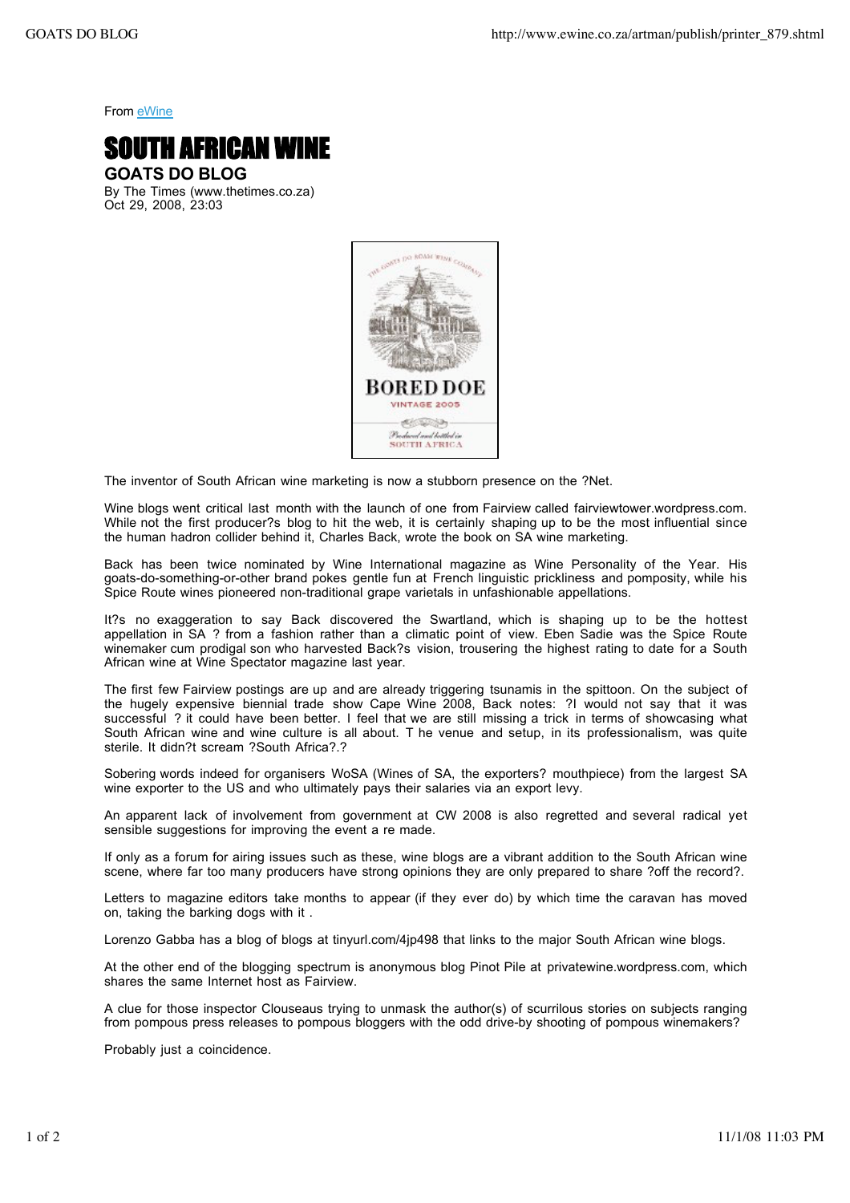From eWine

# SOUTH AFRICAN WINE

## GOATS DO BLOG

By The Times (www.thetimes.co.za)
Oct 29, 2008, 23:03

The inventor of South African wine marketing is now a stubborn presence on the ?Net.

Wine blogs went critical last month with the launch of one from Fairview called fairviewtower.wordpress.com. While not the first producer?s blog to hit the web, it is certainly shaping up to be the most influential since the human hadron collider behind it, Charles Back, wrote the book on SA wine marketing.

Back has been twice nominated by Wine International magazine as Wine Personality of the Year. His goats-do-something-or-other brand pokes gentle fun at French linguistic prickliness and pomposity, while his Spice Route wines pioneered non-traditional grape varietals in unfashionable appellations.

It?s no exaggeration to say Back discovered the Swartland, which is shaping up to be the hottest appellation in SA ? from a fashion rather than a climatic point of view. Eben Sadie was the Spice Route winemaker cum prodigal son who harvested Back?s vision, trousering the highest rating to date for a South African wine at Wine Spectator magazine last year.

The first few Fairview postings are up and are already triggering tsunamis in the spittoon. On the subject of the hugely expensive biennial trade show Cape Wine 2008, Back notes: ?I would not say that it was successful ? it could have been better. I feel that we are still missing a trick in terms of showcasing what South African wine and wine culture is all about. T he venue and setup, in its professionalism, was quite sterile. It didn?t scream ?South Africa?.?

Sobering words indeed for organisers WoSA (Wines of SA, the exporters? mouthpiece) from the largest SA wine exporter to the US and who ultimately pays their salaries via an export levy.

An apparent lack of involvement from government at CW 2008 is also regretted and several radical yet sensible suggestions for improving the event a re made.

If only as a forum for airing issues such as these, wine blogs are a vibrant addition to the South African wine scene, where far too many producers have strong opinions they are only prepared to share ?off the record?.

Letters to magazine editors take months to appear (if they ever do) by which time the caravan has moved on, taking the barking dogs with it .

Lorenzo Gabba has a blog of blogs at tinyurl.com/4jp498 that links to the major South African wine blogs.

At the other end of the blogging spectrum is anonymous blog Pinot Pile at privatewine.wordpress.com, which shares the same Internet host as Fairview.

A clue for those inspector Clouseaus trying to unmask the author(s) of scurrilous stories on subjects ranging from pompous press releases to pompous bloggers with the odd drive-by shooting of pompous winemakers?

Probably just a coincidence.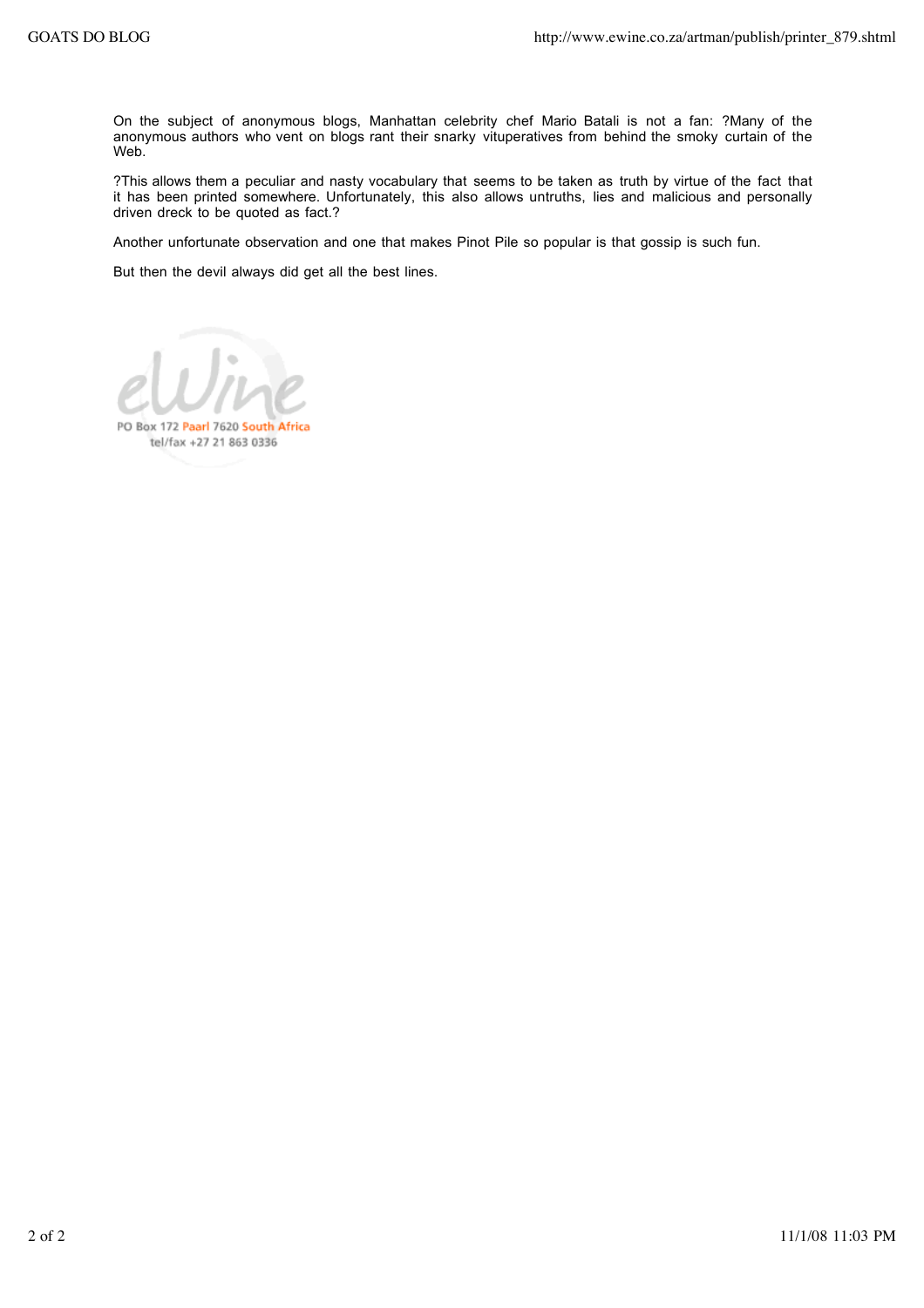On the subject of anonymous blogs, Manhattan celebrity chef Mario Batali is not a fan: ?Many of the anonymous authors who vent on blogs rant their snarky vituperatives from behind the smoky curtain of the Web.

?This allows them a peculiar and nasty vocabulary that seems to be taken as truth by virtue of the fact that it has been printed somewhere. Unfortunately, this also allows untruths, lies and malicious and personally driven dreck to be quoted as fact.?

Another unfortunate observation and one that makes Pinot Pile so popular is that gossip is such fun.

But then the devil always did get all the best lines.

eWine

PO Box 172 Paarl 7620 South Africa
tel/fax +27 21 863 0336